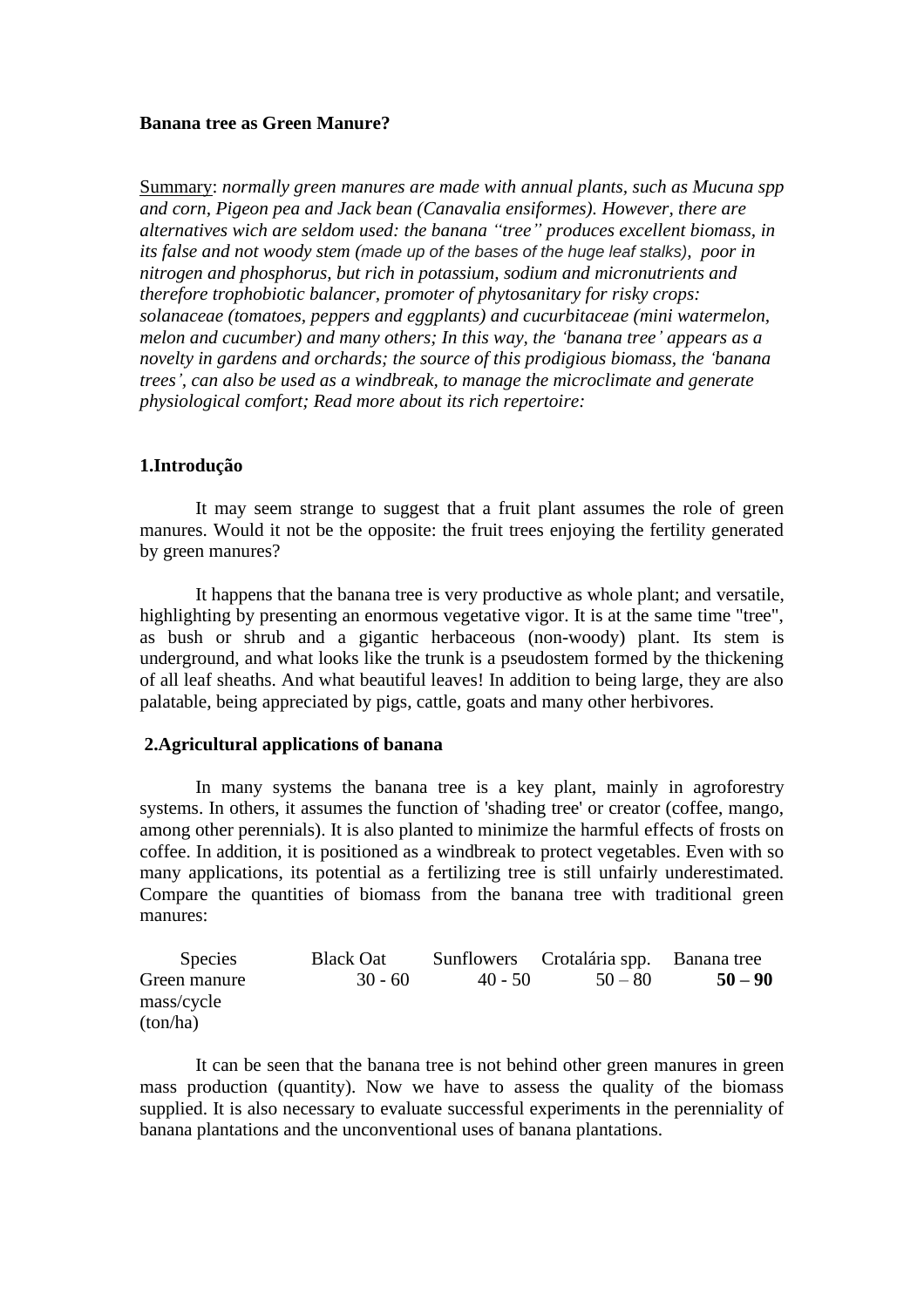**Banana tree as Green Manure?**

<u>Summary</u>: *normally green manures are made with annual plants, such as Mucuna spp and corn, Pigeon pea and Jack bean (Canavalia ensiformes). However, there are alternatives wich are seldom used: the banana "tree" produces excellent biomass, in its false and not woody stem (made up of the bases of the huge leaf stalks), poor in nitrogen and phosphorus, but rich in potassium, sodium and micronutrients and therefore trophobiotic balancer, promoter of phytosanitary for risky crops: solanaceae (tomatoes, peppers and eggplants) and cucurbitaceae (mini watermelon, melon and cucumber) and many others; In this way, the 'banana tree' appears as a novelty in gardens and orchards; the source of this prodigious biomass, the 'banana trees', can also be used as a windbreak, to manage the microclimate and generate physiological comfort; Read more about its rich repertoire:*

## 1.Introdução

It may seem strange to suggest that a fruit plant assumes the role of green manures. Would it not be the opposite: the fruit trees enjoying the fertility generated by green manures?

It happens that the banana tree is very productive as whole plant; and versatile, highlighting by presenting an enormous vegetative vigor. It is at the same time "tree", as bush or shrub and a gigantic herbaceous (non-woody) plant. Its stem is underground, and what looks like the trunk is a pseudostem formed by the thickening of all leaf sheaths. And what beautiful leaves! In addition to being large, they are also palatable, being appreciated by pigs, cattle, goats and many other herbivores.

## 2.Agricultural applications of banana

In many systems the banana tree is a key plant, mainly in agroforestry systems. In others, it assumes the function of 'shading tree' or creator (coffee, mango, among other perennials). It is also planted to minimize the harmful effects of frosts on coffee. In addition, it is positioned as a windbreak to protect vegetables. Even with so many applications, its potential as a fertilizing tree is still unfairly underestimated. Compare the quantities of biomass from the banana tree with traditional green manures:

| Species | Black Oat | Sunflowers | Crotalária spp. | Banana tree |
|---|---|---|---|---|
| Green manure mass/cycle (ton/ha) | 30 - 60 | 40 - 50 | 50 – 80 | **50 – 90** |

It can be seen that the banana tree is not behind other green manures in green mass production (quantity). Now we have to assess the quality of the biomass supplied. It is also necessary to evaluate successful experiments in the perenniality of banana plantations and the unconventional uses of banana plantations.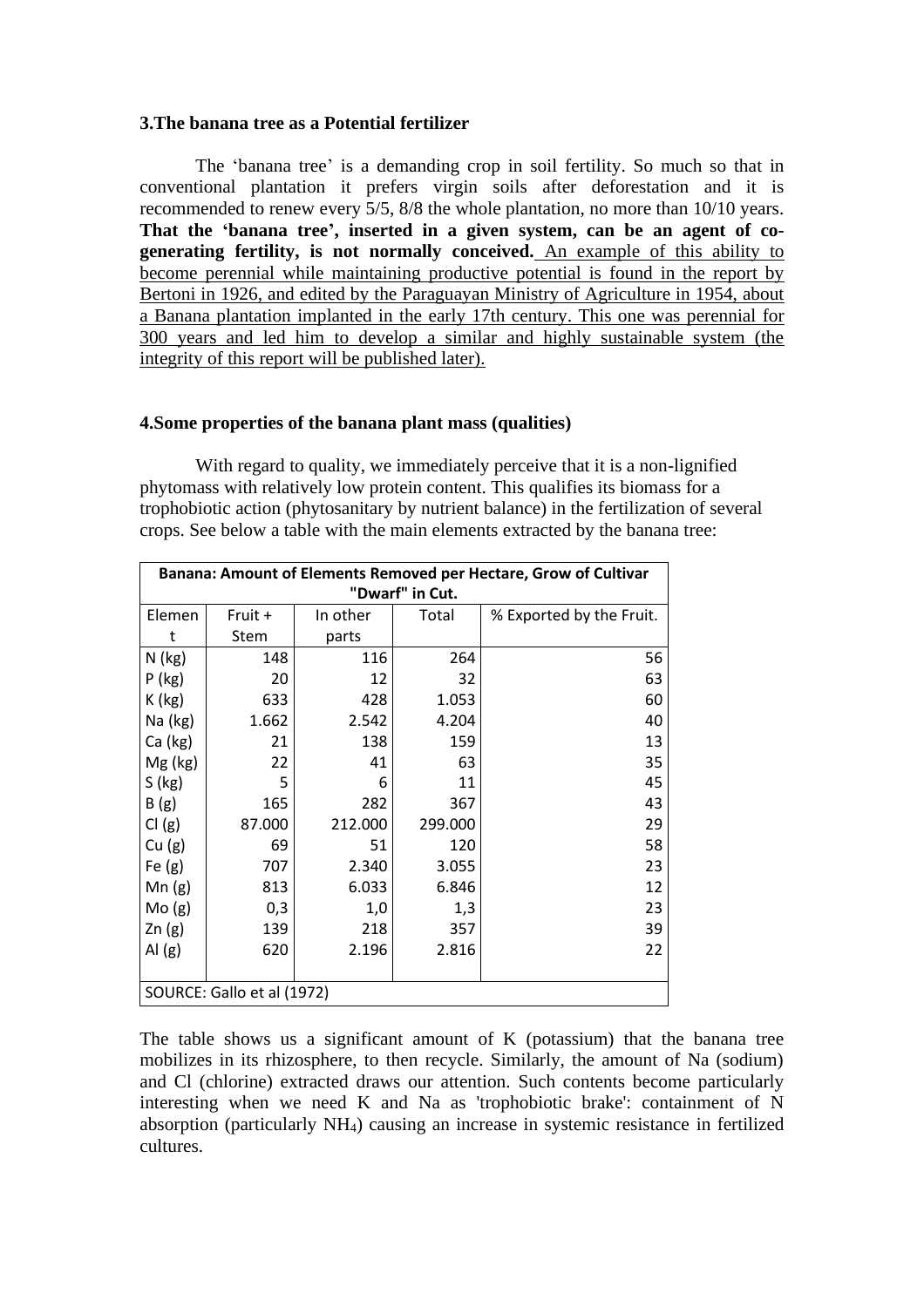### 3.The banana tree as a Potential fertilizer

The 'banana tree' is a demanding crop in soil fertility. So much so that in conventional plantation it prefers virgin soils after deforestation and it is recommended to renew every 5/5, 8/8 the whole plantation, no more than 10/10 years. **That the 'banana tree', inserted in a given system, can be an agent of co-generating fertility, is not normally conceived.** <u>An example of this ability to become perennial while maintaining productive potential is found in the report by Bertoni in 1926, and edited by the Paraguayan Ministry of Agriculture in 1954, about a Banana plantation implanted in the early 17th century. This one was perennial for 300 years and led him to develop a similar and highly sustainable system (the integrity of this report will be published later).</u>

### 4.Some properties of the banana plant mass (qualities)

With regard to quality, we immediately perceive that it is a non-lignified phytomass with relatively low protein content. This qualifies its biomass for a trophobiotic action (phytosanitary by nutrient balance) in the fertilization of several crops. See below a table with the main elements extracted by the banana tree:

| **Banana: Amount of Elements Removed per Hectare, Grow of Cultivar "Dwarf" in Cut.** | | | | |
|---|---|---|---|---|
| Element | Fruit + Stem | In other parts | Total | % Exported by the Fruit. |
| N (kg) | 148 | 116 | 264 | 56 |
| P (kg) | 20 | 12 | 32 | 63 |
| K (kg) | 633 | 428 | 1.053 | 60 |
| Na (kg) | 1.662 | 2.542 | 4.204 | 40 |
| Ca (kg) | 21 | 138 | 159 | 13 |
| Mg (kg) | 22 | 41 | 63 | 35 |
| S (kg) | 5 | 6 | 11 | 45 |
| B (g) | 165 | 282 | 367 | 43 |
| Cl (g) | 87.000 | 212.000 | 299.000 | 29 |
| Cu (g) | 69 | 51 | 120 | 58 |
| Fe (g) | 707 | 2.340 | 3.055 | 23 |
| Mn (g) | 813 | 6.033 | 6.846 | 12 |
| Mo (g) | 0,3 | 1,0 | 1,3 | 23 |
| Zn (g) | 139 | 218 | 357 | 39 |
| Al (g) | 620 | 2.196 | 2.816 | 22 |
| SOURCE: Gallo et al (1972) | | | | |

The table shows us a significant amount of K (potassium) that the banana tree mobilizes in its rhizosphere, to then recycle. Similarly, the amount of Na (sodium) and Cl (chlorine) extracted draws our attention. Such contents become particularly interesting when we need K and Na as 'trophobiotic brake': containment of N absorption (particularly $NH_4$) causing an increase in systemic resistance in fertilized cultures.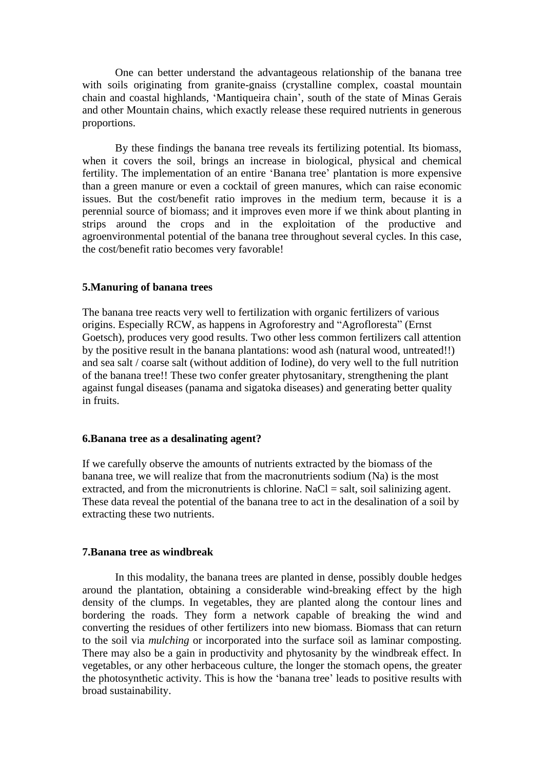One can better understand the advantageous relationship of the banana tree with soils originating from granite-gnaiss (crystalline complex, coastal mountain chain and coastal highlands, 'Mantiqueira chain', south of the state of Minas Gerais and other Mountain chains, which exactly release these required nutrients in generous proportions.

By these findings the banana tree reveals its fertilizing potential. Its biomass, when it covers the soil, brings an increase in biological, physical and chemical fertility. The implementation of an entire 'Banana tree' plantation is more expensive than a green manure or even a cocktail of green manures, which can raise economic issues. But the cost/benefit ratio improves in the medium term, because it is a perennial source of biomass; and it improves even more if we think about planting in strips around the crops and in the exploitation of the productive and agroenvironmental potential of the banana tree throughout several cycles. In this case, the cost/benefit ratio becomes very favorable!

## 5.Manuring of banana trees

The banana tree reacts very well to fertilization with organic fertilizers of various origins. Especially RCW, as happens in Agroforestry and "Agrofloresta" (Ernst Goetsch), produces very good results. Two other less common fertilizers call attention by the positive result in the banana plantations: wood ash (natural wood, untreated!!) and sea salt / coarse salt (without addition of Iodine), do very well to the full nutrition of the banana tree!! These two confer greater phytosanitary, strengthening the plant against fungal diseases (panama and sigatoka diseases) and generating better quality in fruits.

## 6.Banana tree as a desalinating agent?

If we carefully observe the amounts of nutrients extracted by the biomass of the banana tree, we will realize that from the macronutrients sodium (Na) is the most extracted, and from the micronutrients is chlorine. NaCl = salt, soil salinizing agent. These data reveal the potential of the banana tree to act in the desalination of a soil by extracting these two nutrients.

## 7.Banana tree as windbreak

In this modality, the banana trees are planted in dense, possibly double hedges around the plantation, obtaining a considerable wind-breaking effect by the high density of the clumps. In vegetables, they are planted along the contour lines and bordering the roads. They form a network capable of breaking the wind and converting the residues of other fertilizers into new biomass. Biomass that can return to the soil via *mulching* or incorporated into the surface soil as laminar composting. There may also be a gain in productivity and phytosanity by the windbreak effect. In vegetables, or any other herbaceous culture, the longer the stomach opens, the greater the photosynthetic activity. This is how the 'banana tree' leads to positive results with broad sustainability.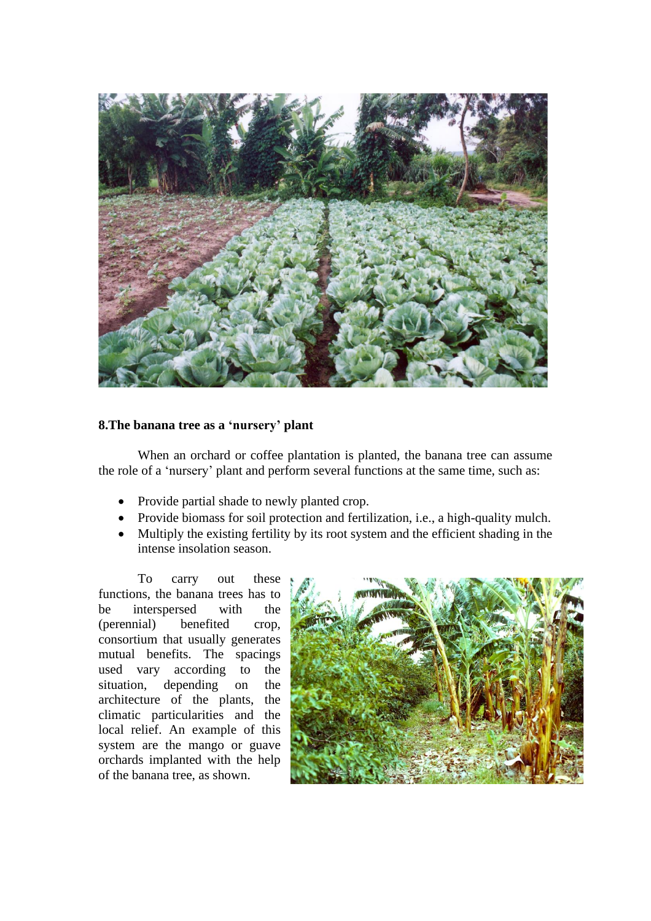## 8.The banana tree as a 'nursery' plant

When an orchard or coffee plantation is planted, the banana tree can assume the role of a 'nursery' plant and perform several functions at the same time, such as:

- Provide partial shade to newly planted crop.
- Provide biomass for soil protection and fertilization, i.e., a high-quality mulch.
- Multiply the existing fertility by its root system and the efficient shading in the intense insolation season.

To carry out these functions, the banana trees has to be interspersed with the (perennial) benefited crop, consortium that usually generates mutual benefits. The spacings used vary according to the situation, depending on the architecture of the plants, the climatic particularities and the local relief. An example of this system are the mango or guave orchards implanted with the help of the banana tree, as shown.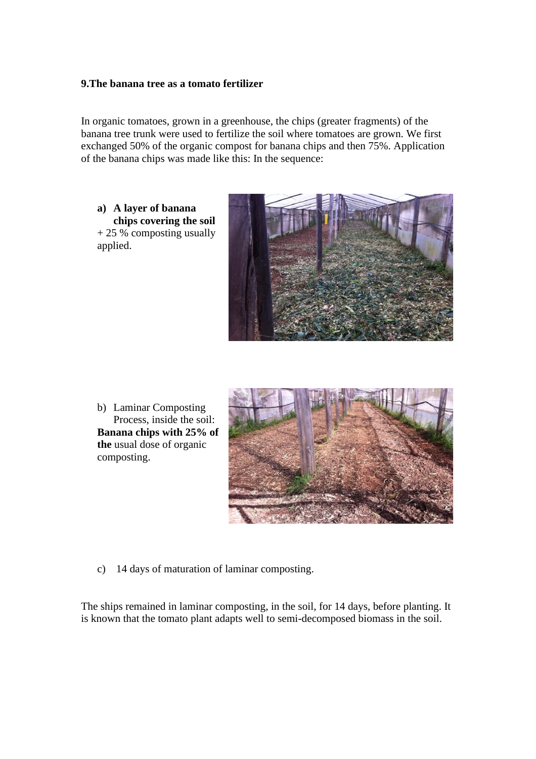**9.The banana tree as a tomato fertilizer**

In organic tomatoes, grown in a greenhouse, the chips (greater fragments) of the banana tree trunk were used to fertilize the soil where tomatoes are grown. We first exchanged 50% of the organic compost for banana chips and then 75%. Application of the banana chips was made like this: In the sequence:

a) **A layer of banana chips covering the soil** + 25 % composting usually applied.

b) Laminar Composting Process, inside the soil: **Banana chips with 25% of the** usual dose of organic composting.

c) 14 days of maturation of laminar composting.

The ships remained in laminar composting, in the soil, for 14 days, before planting. It is known that the tomato plant adapts well to semi-decomposed biomass in the soil.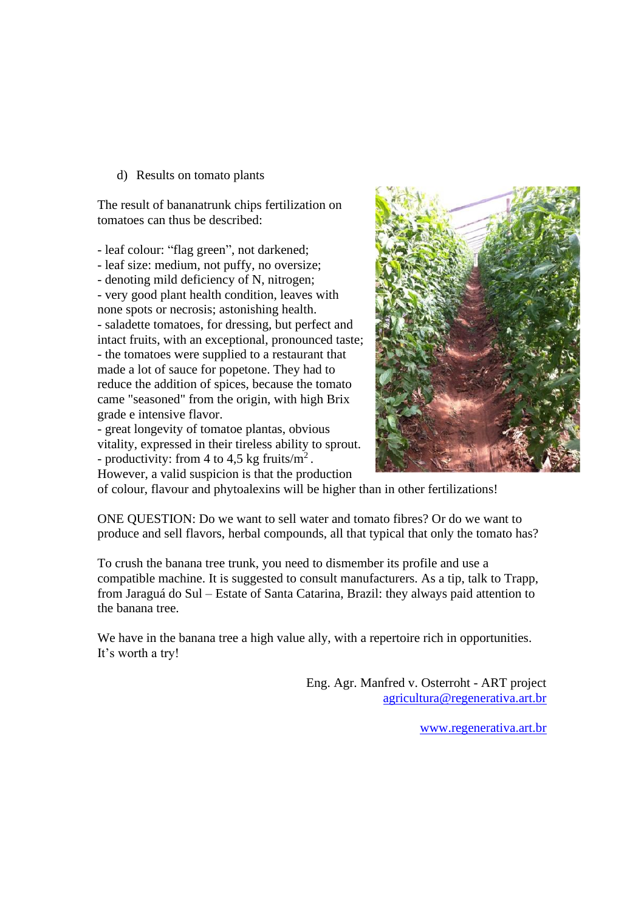d) Results on tomato plants

The result of bananatrunk chips fertilization on tomatoes can thus be described:

- leaf colour: “flag green”, not darkened;
- leaf size: medium, not puffy, no oversize;
- denoting mild deficiency of N, nitrogen;
- very good plant health condition, leaves with none spots or necrosis; astonishing health.
- saladette tomatoes, for dressing, but perfect and intact fruits, with an exceptional, pronounced taste;
- the tomatoes were supplied to a restaurant that made a lot of sauce for popetone. They had to reduce the addition of spices, because the tomato came "seasoned" from the origin, with high Brix grade e intensive flavor.
- great longevity of tomatoe plantas, obvious vitality, expressed in their tireless ability to sprout.
- productivity: from 4 to 4,5 kg fruits/$m^2$.

However, a valid suspicion is that the production of colour, flavour and phytoalexins will be higher than in other fertilizations!

ONE QUESTION: Do we want to sell water and tomato fibres? Or do we want to produce and sell flavors, herbal compounds, all that typical that only the tomato has?

To crush the banana tree trunk, you need to dismember its profile and use a compatible machine. It is suggested to consult manufacturers. As a tip, talk to Trapp, from Jaraguá do Sul – Estate of Santa Catarina, Brazil: they always paid attention to the banana tree.

We have in the banana tree a high value ally, with a repertoire rich in opportunities. It’s worth a try!

Eng. Agr. Manfred v. Osterroht - ART project
agricultura@regenerativa.art.br

www.regenerativa.art.br